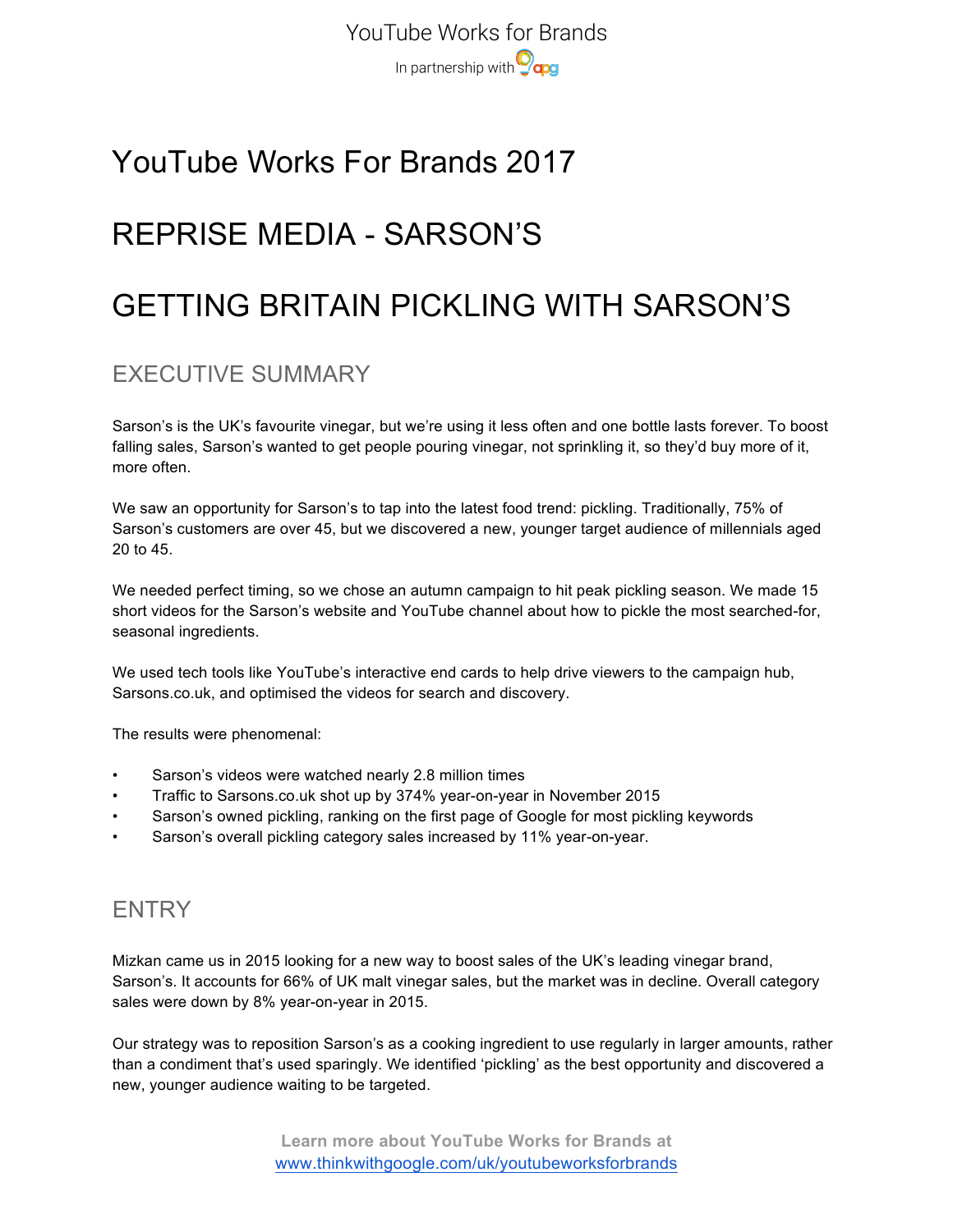# YouTube Works For Brands 2017

# REPRISE MEDIA - SARSON'S

# GETTING BRITAIN PICKLING WITH SARSON'S

## EXECUTIVE SUMMARY

Sarson's is the UK's favourite vinegar, but we're using it less often and one bottle lasts forever. To boost falling sales, Sarson's wanted to get people pouring vinegar, not sprinkling it, so they'd buy more of it, more often.

We saw an opportunity for Sarson's to tap into the latest food trend: pickling. Traditionally, 75% of Sarson's customers are over 45, but we discovered a new, younger target audience of millennials aged 20 to 45.

We needed perfect timing, so we chose an autumn campaign to hit peak pickling season. We made 15 short videos for the Sarson's website and YouTube channel about how to pickle the most searched-for, seasonal ingredients.

We used tech tools like YouTube's interactive end cards to help drive viewers to the campaign hub, Sarsons.co.uk, and optimised the videos for search and discovery.

The results were phenomenal:

- Sarson's videos were watched nearly 2.8 million times
- Traffic to Sarsons.co.uk shot up by 374% year-on-year in November 2015
- Sarson's owned pickling, ranking on the first page of Google for most pickling keywords
- Sarson's overall pickling category sales increased by 11% year-on-year.

## ENTRY

Mizkan came us in 2015 looking for a new way to boost sales of the UK's leading vinegar brand, Sarson's. It accounts for 66% of UK malt vinegar sales, but the market was in decline. Overall category sales were down by 8% year-on-year in 2015.

Our strategy was to reposition Sarson's as a cooking ingredient to use regularly in larger amounts, rather than a condiment that's used sparingly. We identified 'pickling' as the best opportunity and discovered a new, younger audience waiting to be targeted.

**Learn more about YouTube Works for Brands at**
www.thinkwithgoogle.com/uk/youtubeworksforbrands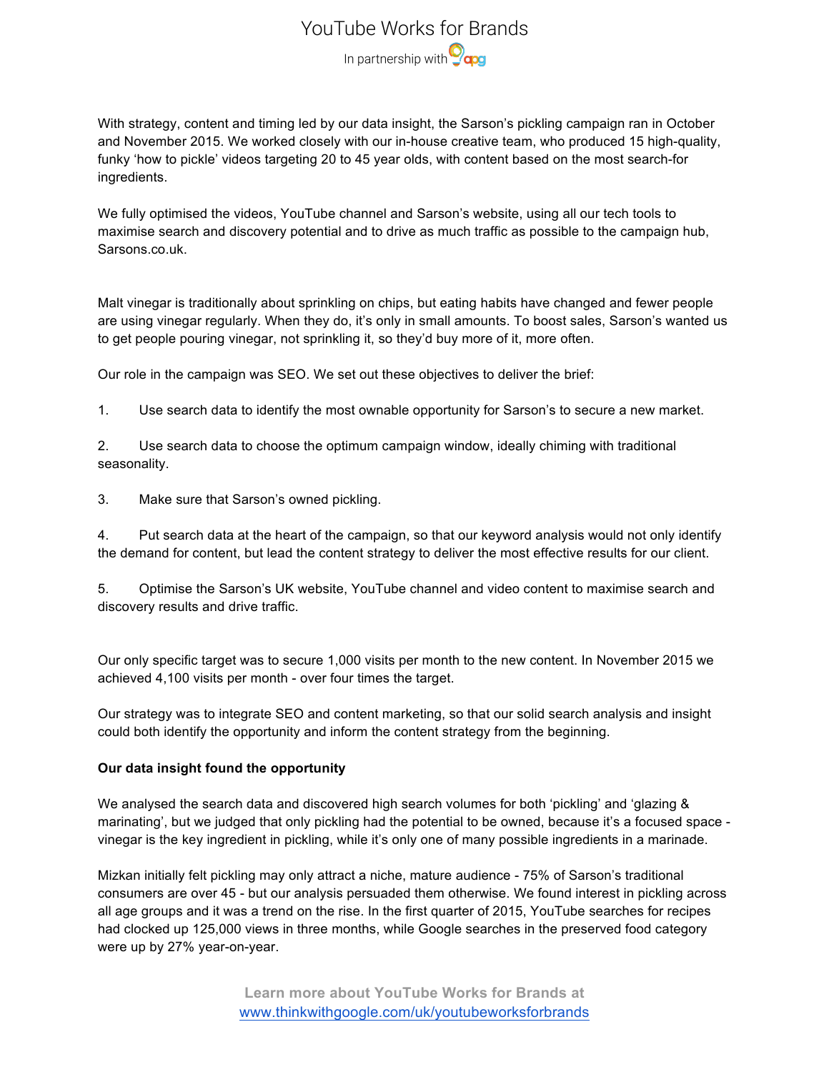With strategy, content and timing led by our data insight, the Sarson's pickling campaign ran in October and November 2015. We worked closely with our in-house creative team, who produced 15 high-quality, funky 'how to pickle' videos targeting 20 to 45 year olds, with content based on the most search-for ingredients.

We fully optimised the videos, YouTube channel and Sarson's website, using all our tech tools to maximise search and discovery potential and to drive as much traffic as possible to the campaign hub, Sarsons.co.uk.

Malt vinegar is traditionally about sprinkling on chips, but eating habits have changed and fewer people are using vinegar regularly. When they do, it's only in small amounts. To boost sales, Sarson's wanted us to get people pouring vinegar, not sprinkling it, so they'd buy more of it, more often.

Our role in the campaign was SEO. We set out these objectives to deliver the brief:

1. Use search data to identify the most ownable opportunity for Sarson's to secure a new market.
2. Use search data to choose the optimum campaign window, ideally chiming with traditional seasonality.
3. Make sure that Sarson's owned pickling.
4. Put search data at the heart of the campaign, so that our keyword analysis would not only identify the demand for content, but lead the content strategy to deliver the most effective results for our client.
5. Optimise the Sarson's UK website, YouTube channel and video content to maximise search and discovery results and drive traffic.

Our only specific target was to secure 1,000 visits per month to the new content. In November 2015 we achieved 4,100 visits per month - over four times the target.

Our strategy was to integrate SEO and content marketing, so that our solid search analysis and insight could both identify the opportunity and inform the content strategy from the beginning.

**Our data insight found the opportunity**

We analysed the search data and discovered high search volumes for both 'pickling' and 'glazing & marinating', but we judged that only pickling had the potential to be owned, because it's a focused space - vinegar is the key ingredient in pickling, while it's only one of many possible ingredients in a marinade.

Mizkan initially felt pickling may only attract a niche, mature audience - 75% of Sarson's traditional consumers are over 45 - but our analysis persuaded them otherwise. We found interest in pickling across all age groups and it was a trend on the rise. In the first quarter of 2015, YouTube searches for recipes had clocked up 125,000 views in three months, while Google searches in the preserved food category were up by 27% year-on-year.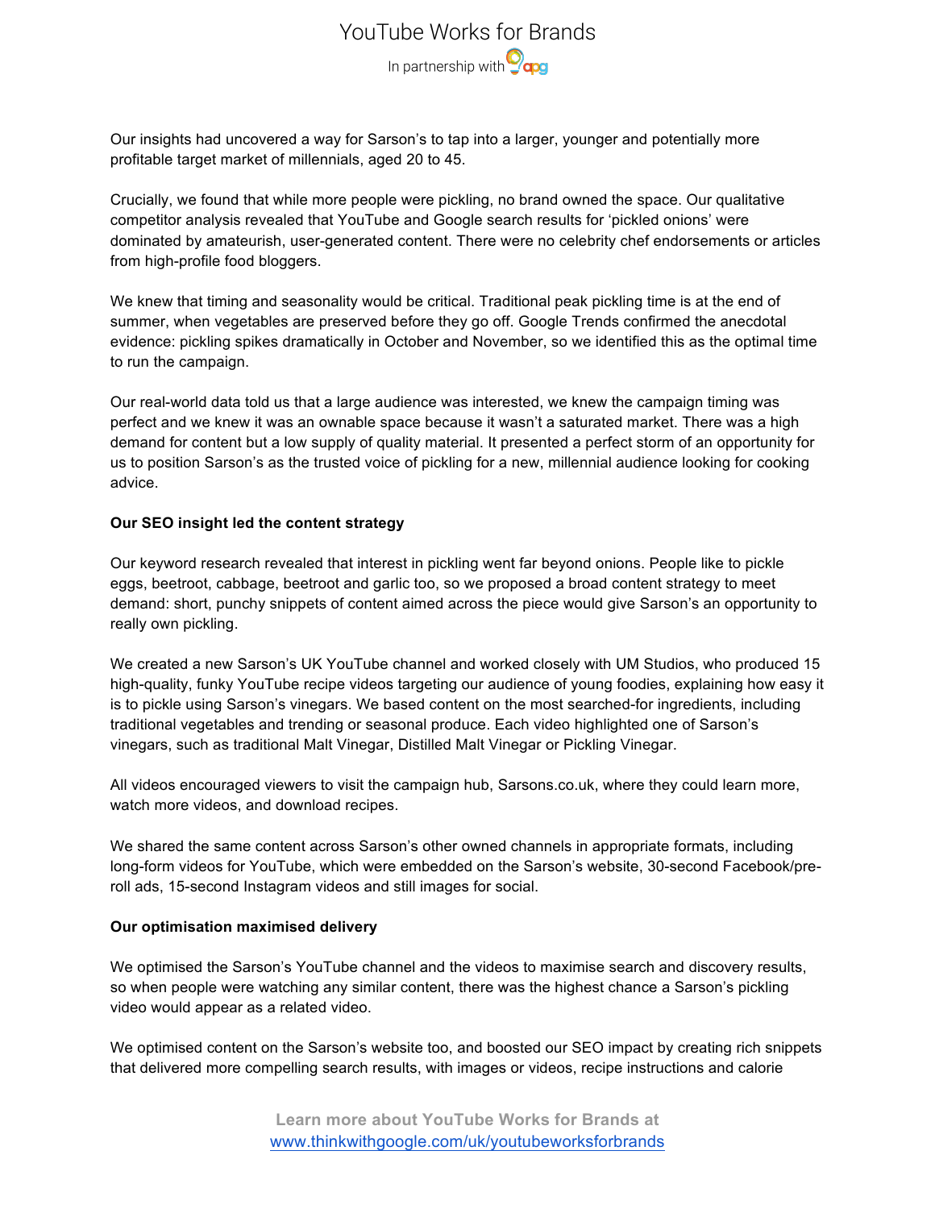Our insights had uncovered a way for Sarson's to tap into a larger, younger and potentially more profitable target market of millennials, aged 20 to 45.

Crucially, we found that while more people were pickling, no brand owned the space. Our qualitative competitor analysis revealed that YouTube and Google search results for 'pickled onions' were dominated by amateurish, user-generated content. There were no celebrity chef endorsements or articles from high-profile food bloggers.

We knew that timing and seasonality would be critical. Traditional peak pickling time is at the end of summer, when vegetables are preserved before they go off. Google Trends confirmed the anecdotal evidence: pickling spikes dramatically in October and November, so we identified this as the optimal time to run the campaign.

Our real-world data told us that a large audience was interested, we knew the campaign timing was perfect and we knew it was an ownable space because it wasn't a saturated market. There was a high demand for content but a low supply of quality material. It presented a perfect storm of an opportunity for us to position Sarson's as the trusted voice of pickling for a new, millennial audience looking for cooking advice.

**Our SEO insight led the content strategy**

Our keyword research revealed that interest in pickling went far beyond onions. People like to pickle eggs, beetroot, cabbage, beetroot and garlic too, so we proposed a broad content strategy to meet demand: short, punchy snippets of content aimed across the piece would give Sarson's an opportunity to really own pickling.

We created a new Sarson's UK YouTube channel and worked closely with UM Studios, who produced 15 high-quality, funky YouTube recipe videos targeting our audience of young foodies, explaining how easy it is to pickle using Sarson's vinegars. We based content on the most searched-for ingredients, including traditional vegetables and trending or seasonal produce. Each video highlighted one of Sarson's vinegars, such as traditional Malt Vinegar, Distilled Malt Vinegar or Pickling Vinegar.

All videos encouraged viewers to visit the campaign hub, Sarsons.co.uk, where they could learn more, watch more videos, and download recipes.

We shared the same content across Sarson's other owned channels in appropriate formats, including long-form videos for YouTube, which were embedded on the Sarson's website, 30-second Facebook/pre-roll ads, 15-second Instagram videos and still images for social.

**Our optimisation maximised delivery**

We optimised the Sarson's YouTube channel and the videos to maximise search and discovery results, so when people were watching any similar content, there was the highest chance a Sarson's pickling video would appear as a related video.

We optimised content on the Sarson's website too, and boosted our SEO impact by creating rich snippets that delivered more compelling search results, with images or videos, recipe instructions and calorie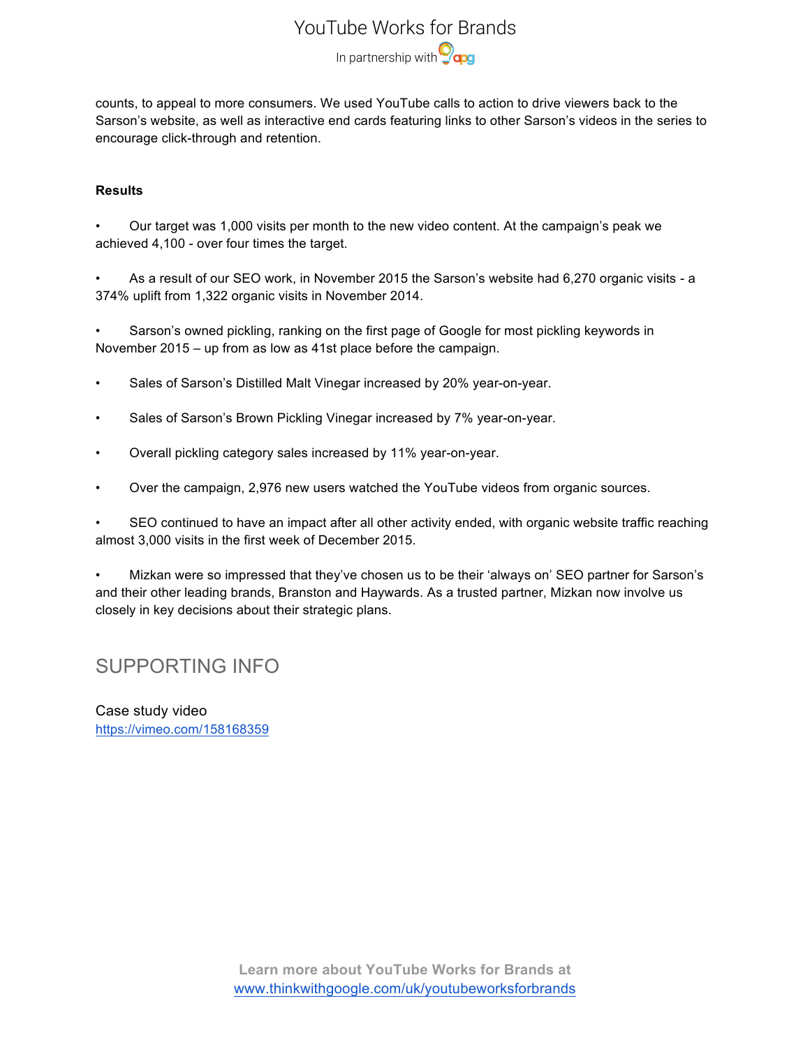counts, to appeal to more consumers. We used YouTube calls to action to drive viewers back to the Sarson's website, as well as interactive end cards featuring links to other Sarson's videos in the series to encourage click-through and retention.

**Results**

- Our target was 1,000 visits per month to the new video content. At the campaign's peak we achieved 4,100 - over four times the target.

- As a result of our SEO work, in November 2015 the Sarson's website had 6,270 organic visits - a 374% uplift from 1,322 organic visits in November 2014.

- Sarson's owned pickling, ranking on the first page of Google for most pickling keywords in November 2015 – up from as low as 41st place before the campaign.

- Sales of Sarson's Distilled Malt Vinegar increased by 20% year-on-year.

- Sales of Sarson's Brown Pickling Vinegar increased by 7% year-on-year.

- Overall pickling category sales increased by 11% year-on-year.

- Over the campaign, 2,976 new users watched the YouTube videos from organic sources.

- SEO continued to have an impact after all other activity ended, with organic website traffic reaching almost 3,000 visits in the first week of December 2015.

- Mizkan were so impressed that they've chosen us to be their 'always on' SEO partner for Sarson's and their other leading brands, Branston and Haywards. As a trusted partner, Mizkan now involve us closely in key decisions about their strategic plans.

## SUPPORTING INFO

Case study video
https://vimeo.com/158168359